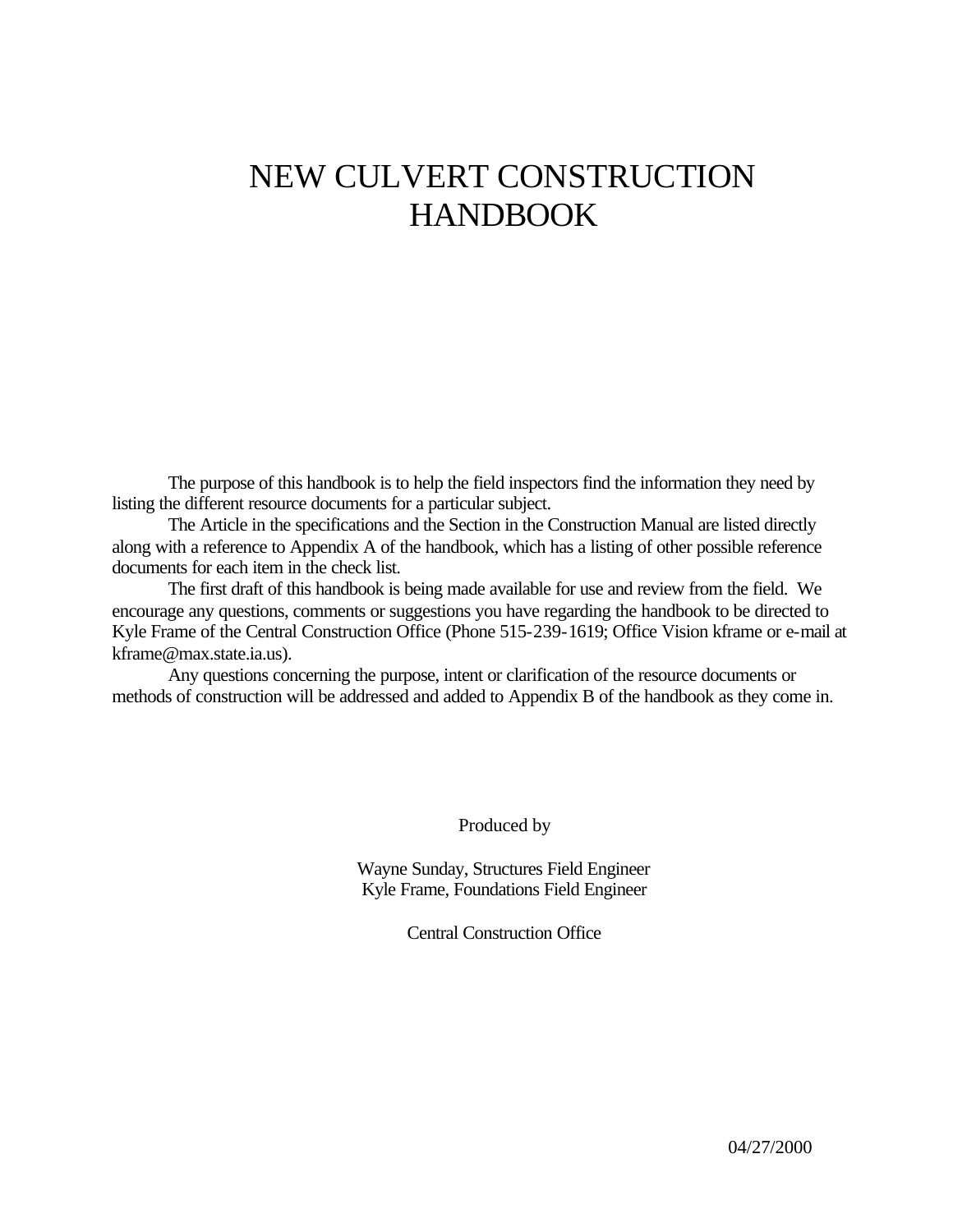# NEW CULVERT CONSTRUCTION HANDBOOK

The purpose of this handbook is to help the field inspectors find the information they need by listing the different resource documents for a particular subject.

The Article in the specifications and the Section in the Construction Manual are listed directly along with a reference to Appendix A of the handbook, which has a listing of other possible reference documents for each item in the check list.

The first draft of this handbook is being made available for use and review from the field. We encourage any questions, comments or suggestions you have regarding the handbook to be directed to Kyle Frame of the Central Construction Office (Phone 515-239-1619; Office Vision kframe or e-mail at kframe@max.state.ia.us).

Any questions concerning the purpose, intent or clarification of the resource documents or methods of construction will be addressed and added to Appendix B of the handbook as they come in.

Produced by

Wayne Sunday, Structures Field Engineer
Kyle Frame, Foundations Field Engineer

Central Construction Office

04/27/2000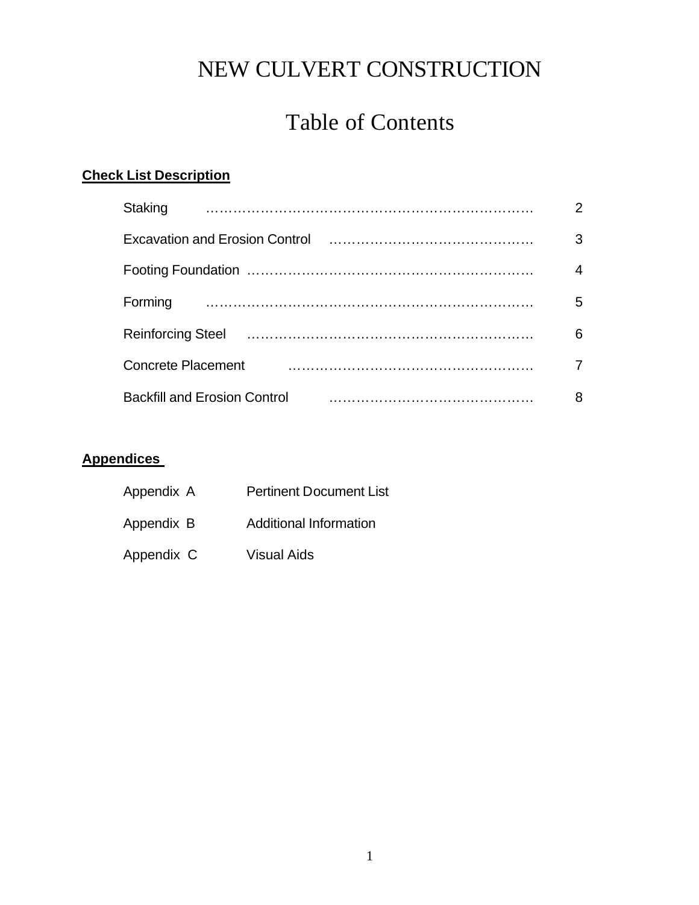# NEW CULVERT CONSTRUCTION

## Table of Contents

**Check List Description**

| | |
|---|---|
| Staking | 2 |
| Excavation and Erosion Control | 3 |
| Footing Foundation | 4 |
| Forming | 5 |
| Reinforcing Steel | 6 |
| Concrete Placement | 7 |
| Backfill and Erosion Control | 8 |

**Appendices**

| | |
|---|---|
| Appendix A | Pertinent Document List |
| Appendix B | Additional Information |
| Appendix C | Visual Aids |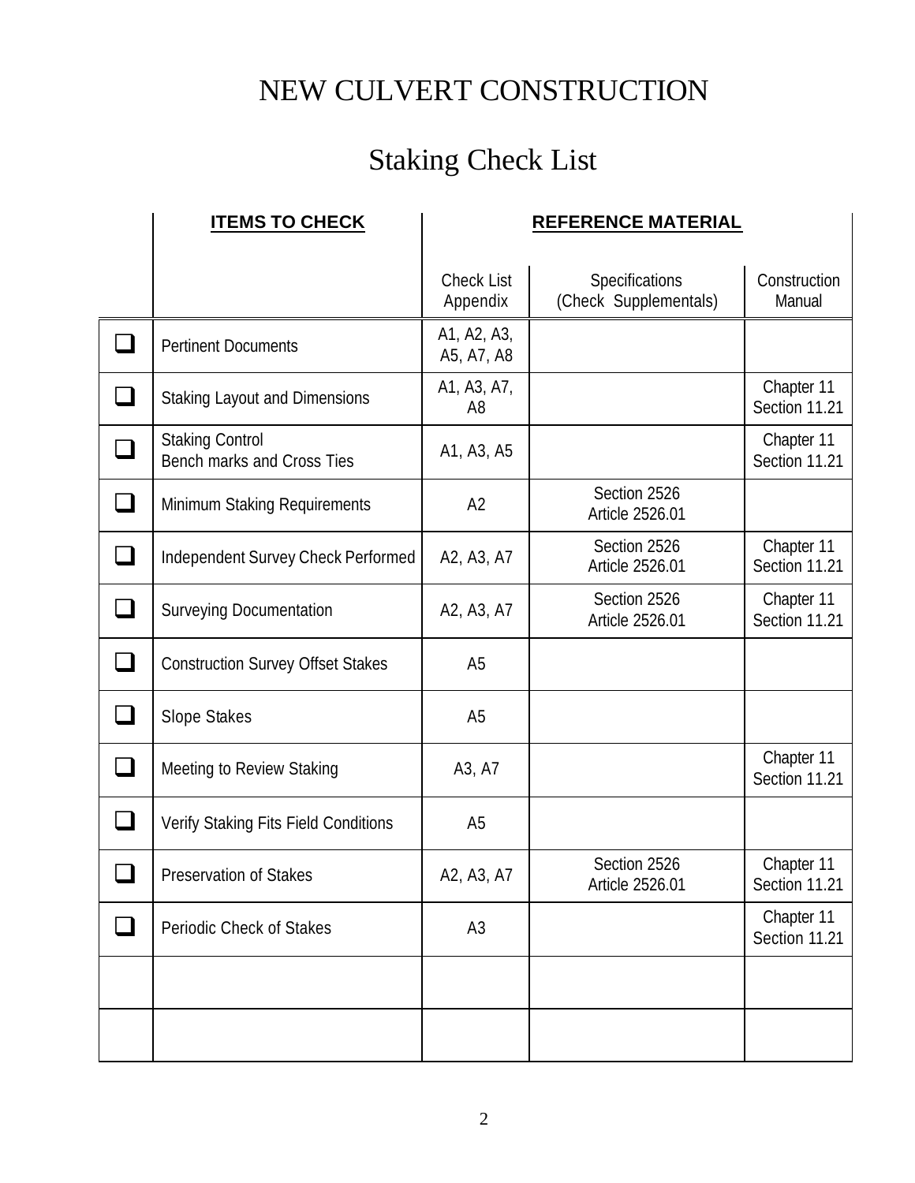# NEW CULVERT CONSTRUCTION

## Staking Check List

| | ITEMS TO CHECK | REFERENCE MATERIAL | | |
|---|---|---|---|---|
| | | Check List Appendix | Specifications (Check Supplementals) | Construction Manual |
| ❑ | Pertinent Documents | A1, A2, A3, A5, A7, A8 | | |
| ❑ | Staking Layout and Dimensions | A1, A3, A7, A8 | | Chapter 11 Section 11.21 |
| ❑ | Staking Control Bench marks and Cross Ties | A1, A3, A5 | | Chapter 11 Section 11.21 |
| ❑ | Minimum Staking Requirements | A2 | Section 2526 Article 2526.01 | |
| ❑ | Independent Survey Check Performed | A2, A3, A7 | Section 2526 Article 2526.01 | Chapter 11 Section 11.21 |
| ❑ | Surveying Documentation | A2, A3, A7 | Section 2526 Article 2526.01 | Chapter 11 Section 11.21 |
| ❑ | Construction Survey Offset Stakes | A5 | | |
| ❑ | Slope Stakes | A5 | | |
| ❑ | Meeting to Review Staking | A3, A7 | | Chapter 11 Section 11.21 |
| ❑ | Verify Staking Fits Field Conditions | A5 | | |
| ❑ | Preservation of Stakes | A2, A3, A7 | Section 2526 Article 2526.01 | Chapter 11 Section 11.21 |
| ❑ | Periodic Check of Stakes | A3 | | Chapter 11 Section 11.21 |
| | | | | |
| | | | | |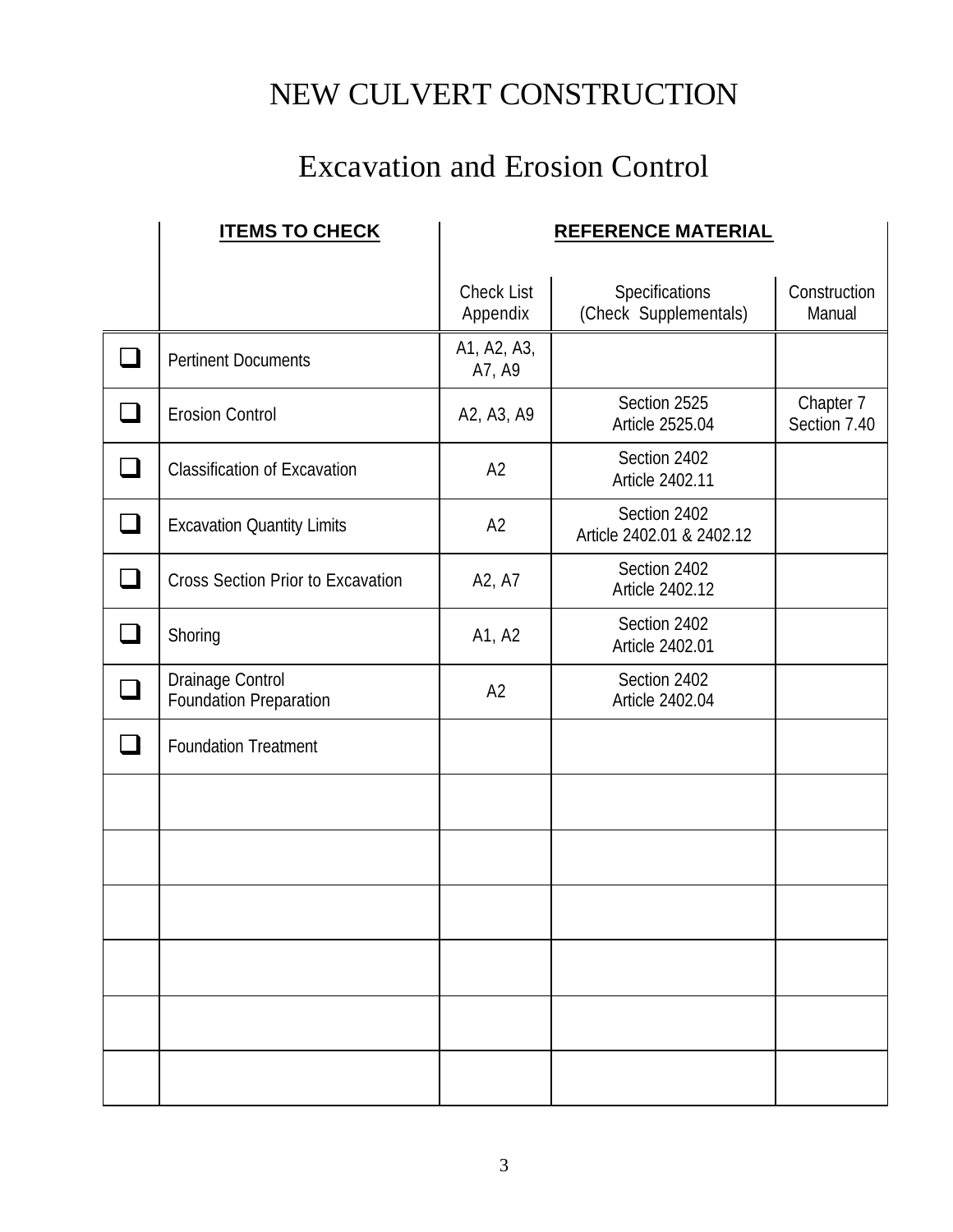# NEW CULVERT CONSTRUCTION

## Excavation and Erosion Control

| | ITEMS TO CHECK | REFERENCE MATERIAL | | |
|---|---|---|---|---|
| | | Check List Appendix | Specifications (Check Supplementals) | Construction Manual |
| ❑ | Pertinent Documents | A1, A2, A3, A7, A9 | | |
| ❑ | Erosion Control | A2, A3, A9 | Section 2525 Article 2525.04 | Chapter 7 Section 7.40 |
| ❑ | Classification of Excavation | A2 | Section 2402 Article 2402.11 | |
| ❑ | Excavation Quantity Limits | A2 | Section 2402 Article 2402.01 & 2402.12 | |
| ❑ | Cross Section Prior to Excavation | A2, A7 | Section 2402 Article 2402.12 | |
| ❑ | Shoring | A1, A2 | Section 2402 Article 2402.01 | |
| ❑ | Drainage Control Foundation Preparation | A2 | Section 2402 Article 2402.04 | |
| ❑ | Foundation Treatment | | | |
| | | | | |
| | | | | |
| | | | | |
| | | | | |
| | | | | |
| | | | | |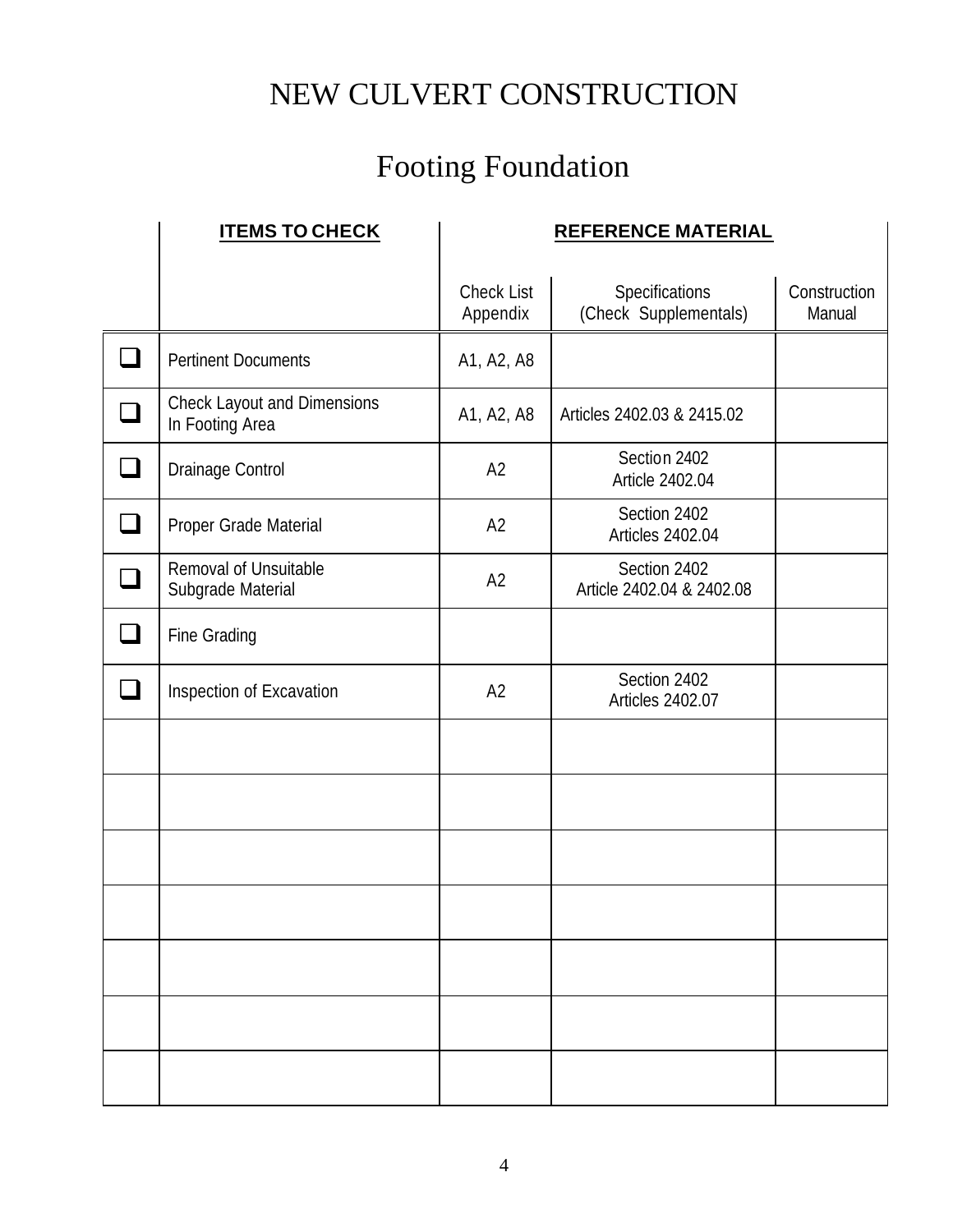# NEW CULVERT CONSTRUCTION

## Footing Foundation

| | ITEMS TO CHECK | REFERENCE MATERIAL | | |
|---|---|---|---|---|
| | | Check List Appendix | Specifications (Check Supplementals) | Construction Manual |
| ❑ | Pertinent Documents | A1, A2, A8 | | |
| ❑ | Check Layout and Dimensions In Footing Area | A1, A2, A8 | Articles 2402.03 & 2415.02 | |
| ❑ | Drainage Control | A2 | Section 2402 Article 2402.04 | |
| ❑ | Proper Grade Material | A2 | Section 2402 Articles 2402.04 | |
| ❑ | Removal of Unsuitable Subgrade Material | A2 | Section 2402 Article 2402.04 & 2402.08 | |
| ❑ | Fine Grading | | | |
| ❑ | Inspection of Excavation | A2 | Section 2402 Articles 2402.07 | |
| | | | | |
| | | | | |
| | | | | |
| | | | | |
| | | | | |
| | | | | |
| | | | | |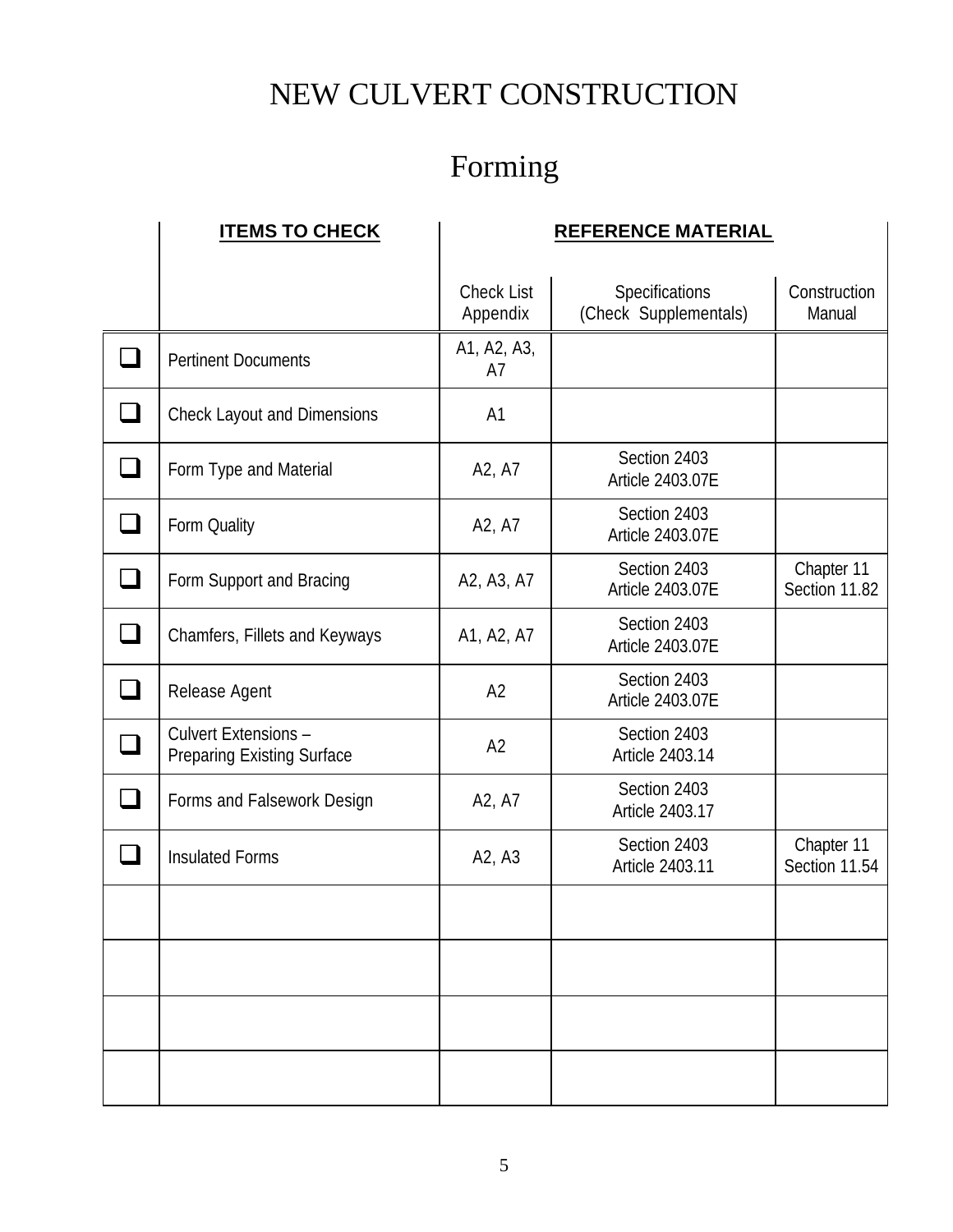# NEW CULVERT CONSTRUCTION

## Forming

| | ITEMS TO CHECK | REFERENCE MATERIAL | | |
|---|---|---|---|---|
| | | Check List Appendix | Specifications (Check Supplementals) | Construction Manual |
| ❑ | Pertinent Documents | A1, A2, A3, A7 | | |
| ❑ | Check Layout and Dimensions | A1 | | |
| ❑ | Form Type and Material | A2, A7 | Section 2403 Article 2403.07E | |
| ❑ | Form Quality | A2, A7 | Section 2403 Article 2403.07E | |
| ❑ | Form Support and Bracing | A2, A3, A7 | Section 2403 Article 2403.07E | Chapter 11 Section 11.82 |
| ❑ | Chamfers, Fillets and Keyways | A1, A2, A7 | Section 2403 Article 2403.07E | |
| ❑ | Release Agent | A2 | Section 2403 Article 2403.07E | |
| ❑ | Culvert Extensions – Preparing Existing Surface | A2 | Section 2403 Article 2403.14 | |
| ❑ | Forms and Falsework Design | A2, A7 | Section 2403 Article 2403.17 | |
| ❑ | Insulated Forms | A2, A3 | Section 2403 Article 2403.11 | Chapter 11 Section 11.54 |
| | | | | |
| | | | | |
| | | | | |
| | | | | |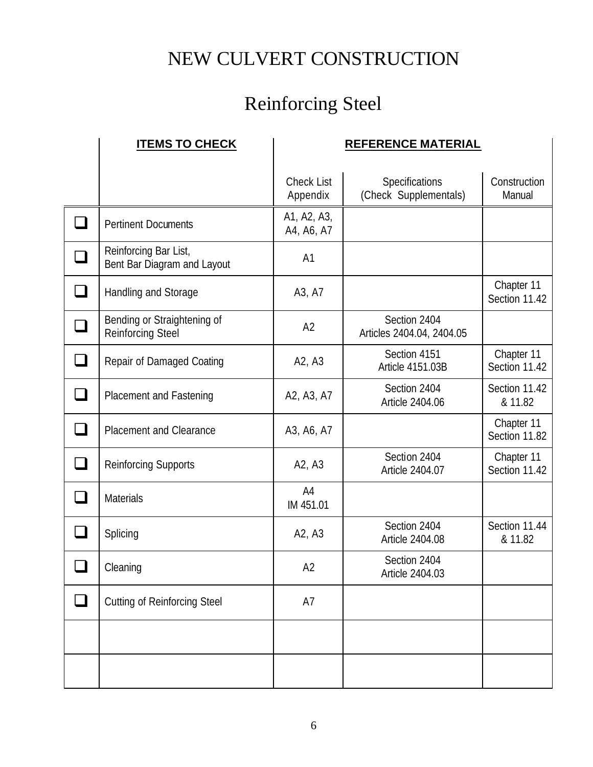# NEW CULVERT CONSTRUCTION

## Reinforcing Steel

| | ITEMS TO CHECK | REFERENCE MATERIAL | | |
|---|---|---|---|---|
| | | Check List Appendix | Specifications (Check Supplementals) | Construction Manual |
| ❑ | Pertinent Documents | A1, A2, A3, A4, A6, A7 | | |
| ❑ | Reinforcing Bar List, Bent Bar Diagram and Layout | A1 | | |
| ❑ | Handling and Storage | A3, A7 | | Chapter 11 Section 11.42 |
| ❑ | Bending or Straightening of Reinforcing Steel | A2 | Section 2404 Articles 2404.04, 2404.05 | |
| ❑ | Repair of Damaged Coating | A2, A3 | Section 4151 Article 4151.03B | Chapter 11 Section 11.42 |
| ❑ | Placement and Fastening | A2, A3, A7 | Section 2404 Article 2404.06 | Section 11.42 & 11.82 |
| ❑ | Placement and Clearance | A3, A6, A7 | | Chapter 11 Section 11.82 |
| ❑ | Reinforcing Supports | A2, A3 | Section 2404 Article 2404.07 | Chapter 11 Section 11.42 |
| ❑ | Materials | A4 IM 451.01 | | |
| ❑ | Splicing | A2, A3 | Section 2404 Article 2404.08 | Section 11.44 & 11.82 |
| ❑ | Cleaning | A2 | Section 2404 Article 2404.03 | |
| ❑ | Cutting of Reinforcing Steel | A7 | | |
| | | | | |
| | | | | |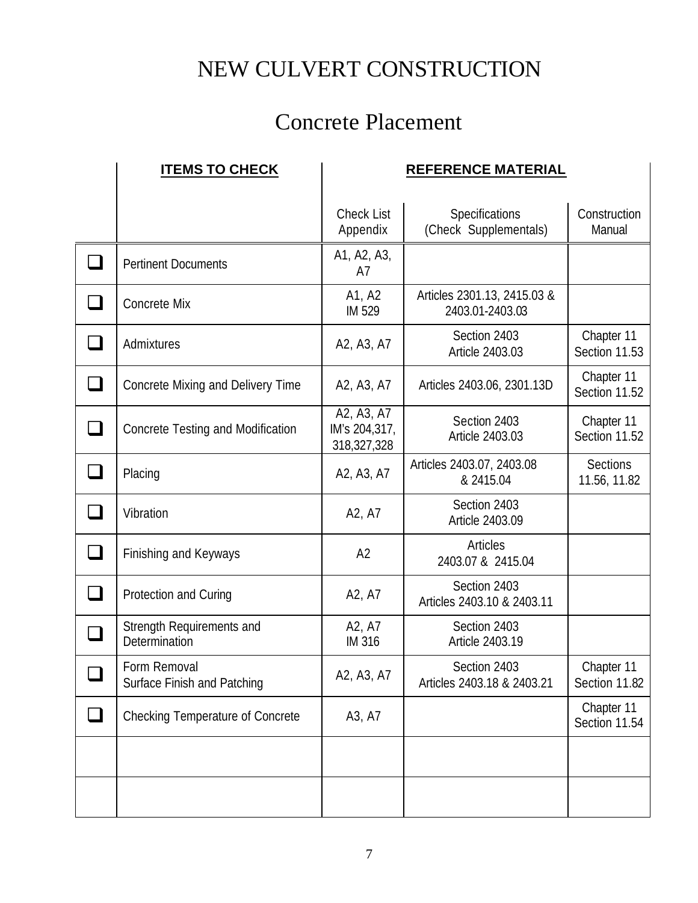# NEW CULVERT CONSTRUCTION

## Concrete Placement

| | ITEMS TO CHECK | REFERENCE MATERIAL | | |
|---|---|---|---|---|
| | | Check List Appendix | Specifications (Check Supplementals) | Construction Manual |
| ❑ | Pertinent Documents | A1, A2, A3, A7 | | |
| ❑ | Concrete Mix | A1, A2 IM 529 | Articles 2301.13, 2415.03 & 2403.01-2403.03 | |
| ❑ | Admixtures | A2, A3, A7 | Section 2403 Article 2403.03 | Chapter 11 Section 11.53 |
| ❑ | Concrete Mixing and Delivery Time | A2, A3, A7 | Articles 2403.06, 2301.13D | Chapter 11 Section 11.52 |
| ❑ | Concrete Testing and Modification | A2, A3, A7 IM's 204,317, 318,327,328 | Section 2403 Article 2403.03 | Chapter 11 Section 11.52 |
| ❑ | Placing | A2, A3, A7 | Articles 2403.07, 2403.08 & 2415.04 | Sections 11.56, 11.82 |
| ❑ | Vibration | A2, A7 | Section 2403 Article 2403.09 | |
| ❑ | Finishing and Keyways | A2 | Articles 2403.07 & 2415.04 | |
| ❑ | Protection and Curing | A2, A7 | Section 2403 Articles 2403.10 & 2403.11 | |
| ❑ | Strength Requirements and Determination | A2, A7 IM 316 | Section 2403 Article 2403.19 | |
| ❑ | Form Removal Surface Finish and Patching | A2, A3, A7 | Section 2403 Articles 2403.18 & 2403.21 | Chapter 11 Section 11.82 |
| ❑ | Checking Temperature of Concrete | A3, A7 | | Chapter 11 Section 11.54 |
| | | | | |
| | | | | |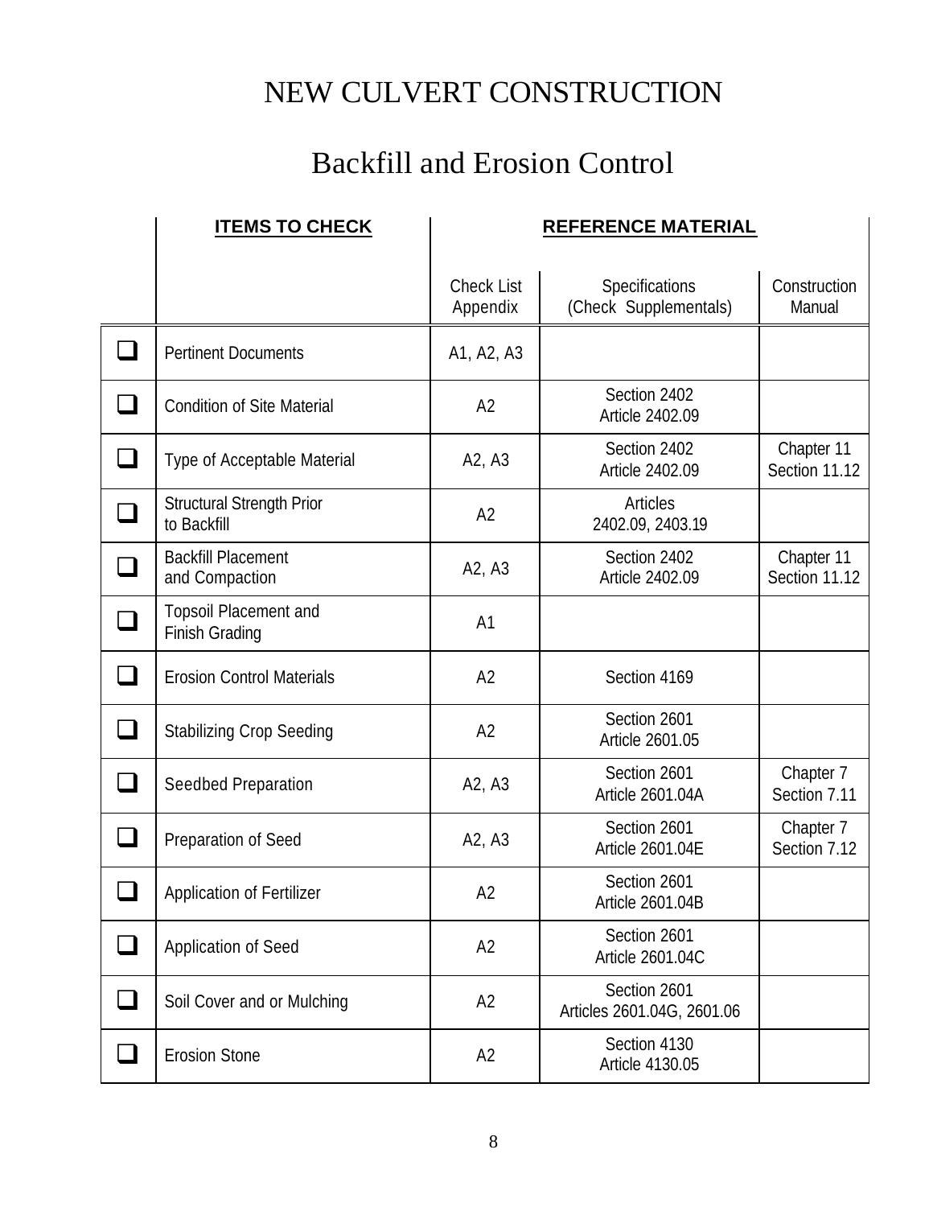# NEW CULVERT CONSTRUCTION

## Backfill and Erosion Control

| | ITEMS TO CHECK | REFERENCE MATERIAL | | |
|---|---|---|---|---|
| | | Check List Appendix | Specifications (Check Supplementals) | Construction Manual |
| ❑ | Pertinent Documents | A1, A2, A3 | | |
| ❑ | Condition of Site Material | A2 | Section 2402 Article 2402.09 | |
| ❑ | Type of Acceptable Material | A2, A3 | Section 2402 Article 2402.09 | Chapter 11 Section 11.12 |
| ❑ | Structural Strength Prior to Backfill | A2 | Articles 2402.09, 2403.19 | |
| ❑ | Backfill Placement and Compaction | A2, A3 | Section 2402 Article 2402.09 | Chapter 11 Section 11.12 |
| ❑ | Topsoil Placement and Finish Grading | A1 | | |
| ❑ | Erosion Control Materials | A2 | Section 4169 | |
| ❑ | Stabilizing Crop Seeding | A2 | Section 2601 Article 2601.05 | |
| ❑ | Seedbed Preparation | A2, A3 | Section 2601 Article 2601.04A | Chapter 7 Section 7.11 |
| ❑ | Preparation of Seed | A2, A3 | Section 2601 Article 2601.04E | Chapter 7 Section 7.12 |
| ❑ | Application of Fertilizer | A2 | Section 2601 Article 2601.04B | |
| ❑ | Application of Seed | A2 | Section 2601 Article 2601.04C | |
| ❑ | Soil Cover and or Mulching | A2 | Section 2601 Articles 2601.04G, 2601.06 | |
| ❑ | Erosion Stone | A2 | Section 4130 Article 4130.05 | |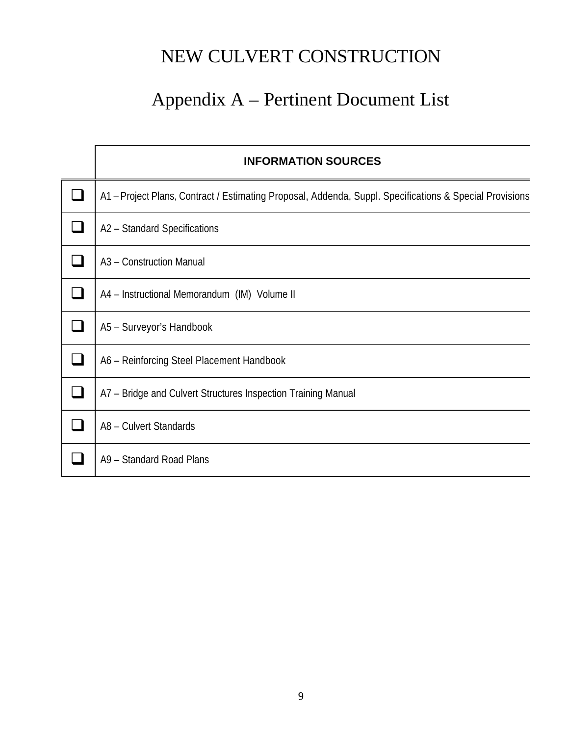# NEW CULVERT CONSTRUCTION

## Appendix A – Pertinent Document List

| | INFORMATION SOURCES |
|---|---|
| ❑ | A1 – Project Plans, Contract / Estimating Proposal, Addenda, Suppl. Specifications & Special Provisions |
| ❑ | A2 – Standard Specifications |
| ❑ | A3 – Construction Manual |
| ❑ | A4 – Instructional Memorandum (IM) Volume II |
| ❑ | A5 – Surveyor's Handbook |
| ❑ | A6 – Reinforcing Steel Placement Handbook |
| ❑ | A7 – Bridge and Culvert Structures Inspection Training Manual |
| ❑ | A8 – Culvert Standards |
| ❑ | A9 – Standard Road Plans |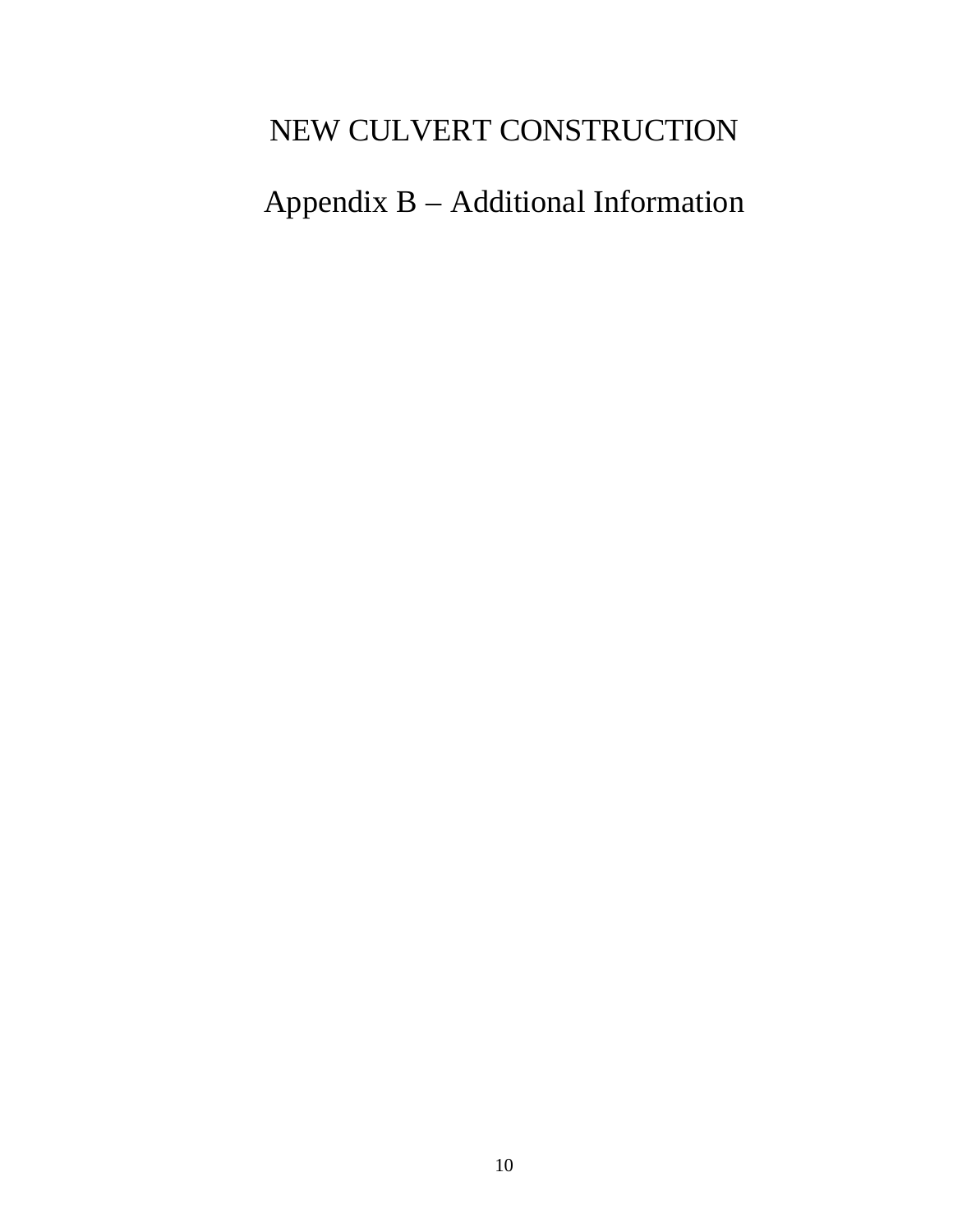# NEW CULVERT CONSTRUCTION

## Appendix B – Additional Information